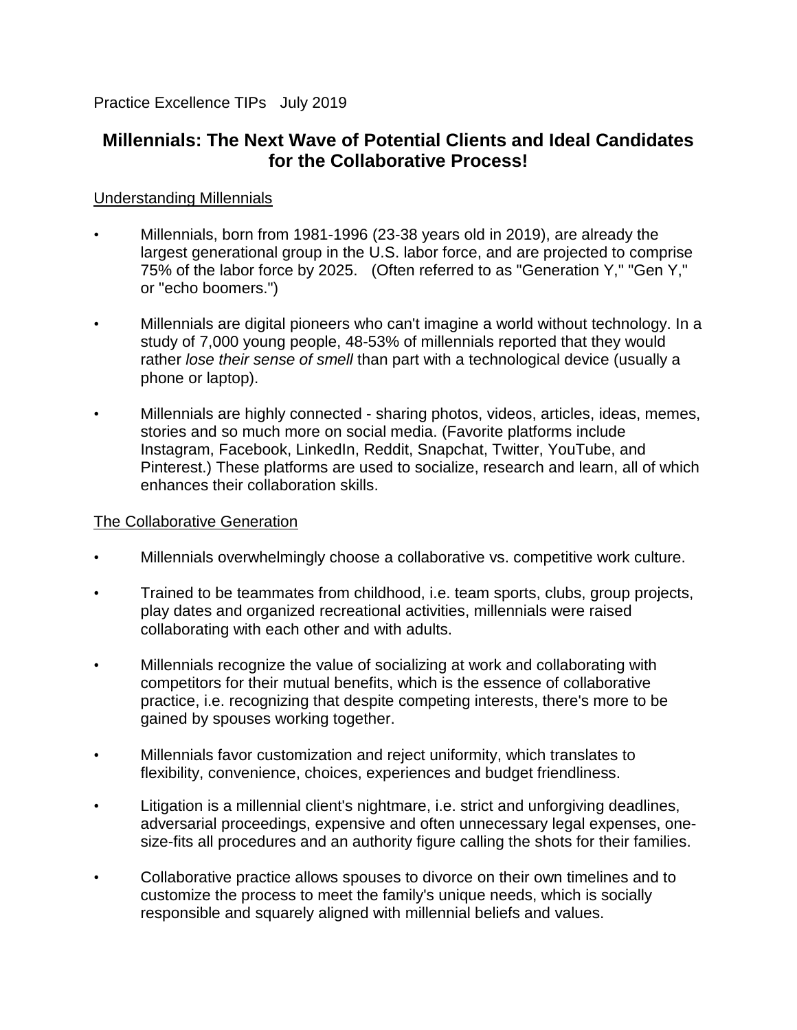Practice Excellence TIPs   July 2019

# Millennials: The Next Wave of Potential Clients and Ideal Candidates for the Collaborative Process!

## Understanding Millennials

- Millennials, born from 1981-1996 (23-38 years old in 2019), are already the largest generational group in the U.S. labor force, and are projected to comprise 75% of the labor force by 2025.   (Often referred to as "Generation Y," "Gen Y," or "echo boomers.")

- Millennials are digital pioneers who can't imagine a world without technology. In a study of 7,000 young people, 48-53% of millennials reported that they would rather *lose their sense of smell* than part with a technological device (usually a phone or laptop).

- Millennials are highly connected - sharing photos, videos, articles, ideas, memes, stories and so much more on social media. (Favorite platforms include Instagram, Facebook, LinkedIn, Reddit, Snapchat, Twitter, YouTube, and Pinterest.) These platforms are used to socialize, research and learn, all of which enhances their collaboration skills.

## The Collaborative Generation

- Millennials overwhelmingly choose a collaborative vs. competitive work culture.

- Trained to be teammates from childhood, i.e. team sports, clubs, group projects, play dates and organized recreational activities, millennials were raised collaborating with each other and with adults.

- Millennials recognize the value of socializing at work and collaborating with competitors for their mutual benefits, which is the essence of collaborative practice, i.e. recognizing that despite competing interests, there's more to be gained by spouses working together.

- Millennials favor customization and reject uniformity, which translates to flexibility, convenience, choices, experiences and budget friendliness.

- Litigation is a millennial client's nightmare, i.e. strict and unforgiving deadlines, adversarial proceedings, expensive and often unnecessary legal expenses, one-size-fits all procedures and an authority figure calling the shots for their families.

- Collaborative practice allows spouses to divorce on their own timelines and to customize the process to meet the family's unique needs, which is socially responsible and squarely aligned with millennial beliefs and values.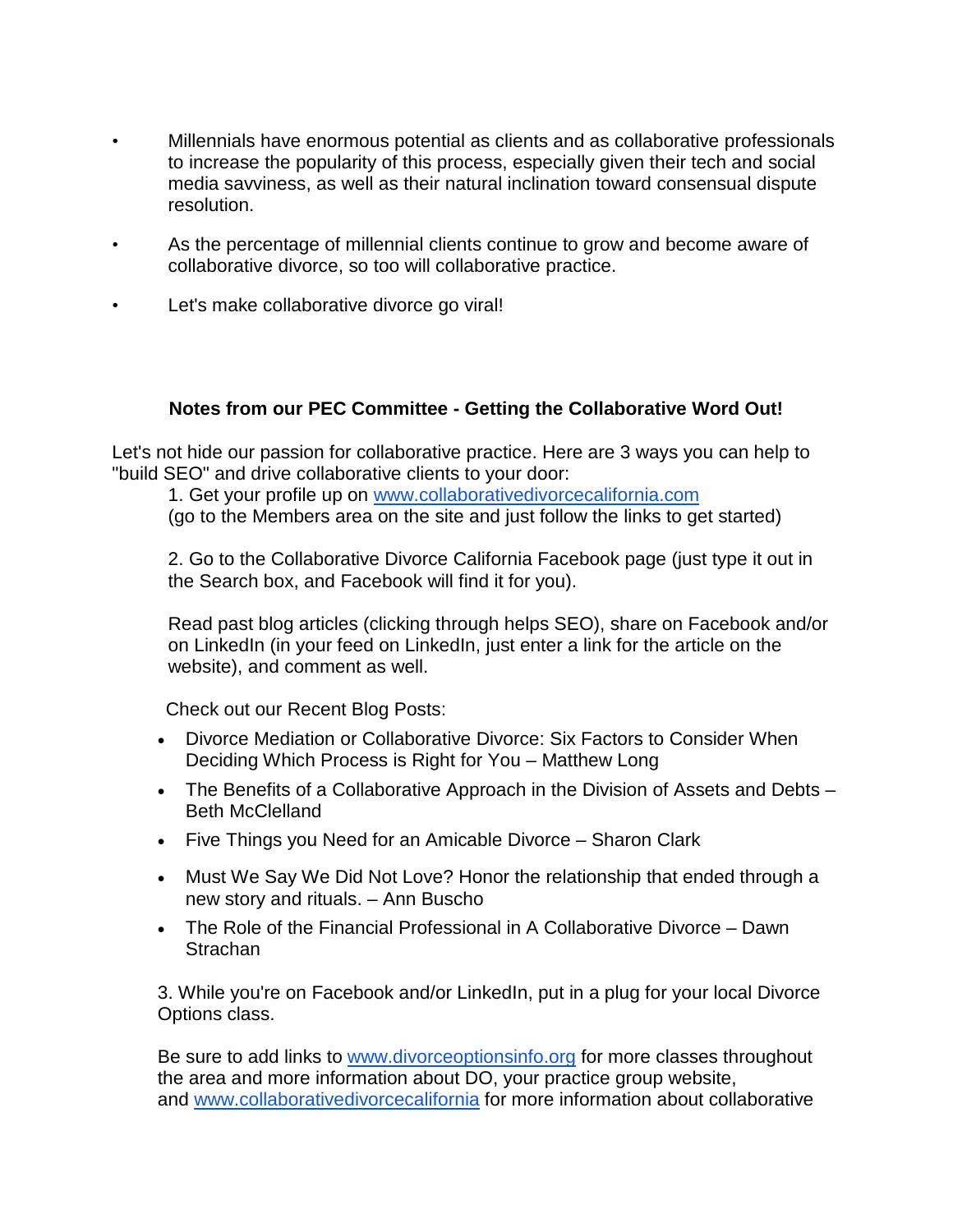- Millennials have enormous potential as clients and as collaborative professionals to increase the popularity of this process, especially given their tech and social media savviness, as well as their natural inclination toward consensual dispute resolution.
- As the percentage of millennial clients continue to grow and become aware of collaborative divorce, so too will collaborative practice.
- Let's make collaborative divorce go viral!

**Notes from our PEC Committee - Getting the Collaborative Word Out!**

Let's not hide our passion for collaborative practice. Here are 3 ways you can help to "build SEO" and drive collaborative clients to your door:

1. Get your profile up on [www.collaborativedivorcecalifornia.com](http://www.collaborativedivorcecalifornia.com)
(go to the Members area on the site and just follow the links to get started)

2. Go to the Collaborative Divorce California Facebook page (just type it out in the Search box, and Facebook will find it for you).

Read past blog articles (clicking through helps SEO), share on Facebook and/or on LinkedIn (in your feed on LinkedIn, just enter a link for the article on the website), and comment as well.

Check out our Recent Blog Posts:

- Divorce Mediation or Collaborative Divorce: Six Factors to Consider When Deciding Which Process is Right for You – Matthew Long
- The Benefits of a Collaborative Approach in the Division of Assets and Debts – Beth McClelland
- Five Things you Need for an Amicable Divorce – Sharon Clark
- Must We Say We Did Not Love? Honor the relationship that ended through a new story and rituals. – Ann Buscho
- The Role of the Financial Professional in A Collaborative Divorce – Dawn Strachan

3. While you're on Facebook and/or LinkedIn, put in a plug for your local Divorce Options class.

Be sure to add links to [www.divorceoptionsinfo.org](http://www.divorceoptionsinfo.org) for more classes throughout the area and more information about DO, your practice group website, and [www.collaborativedivorcecalifornia](http://www.collaborativedivorcecalifornia) for more information about collaborative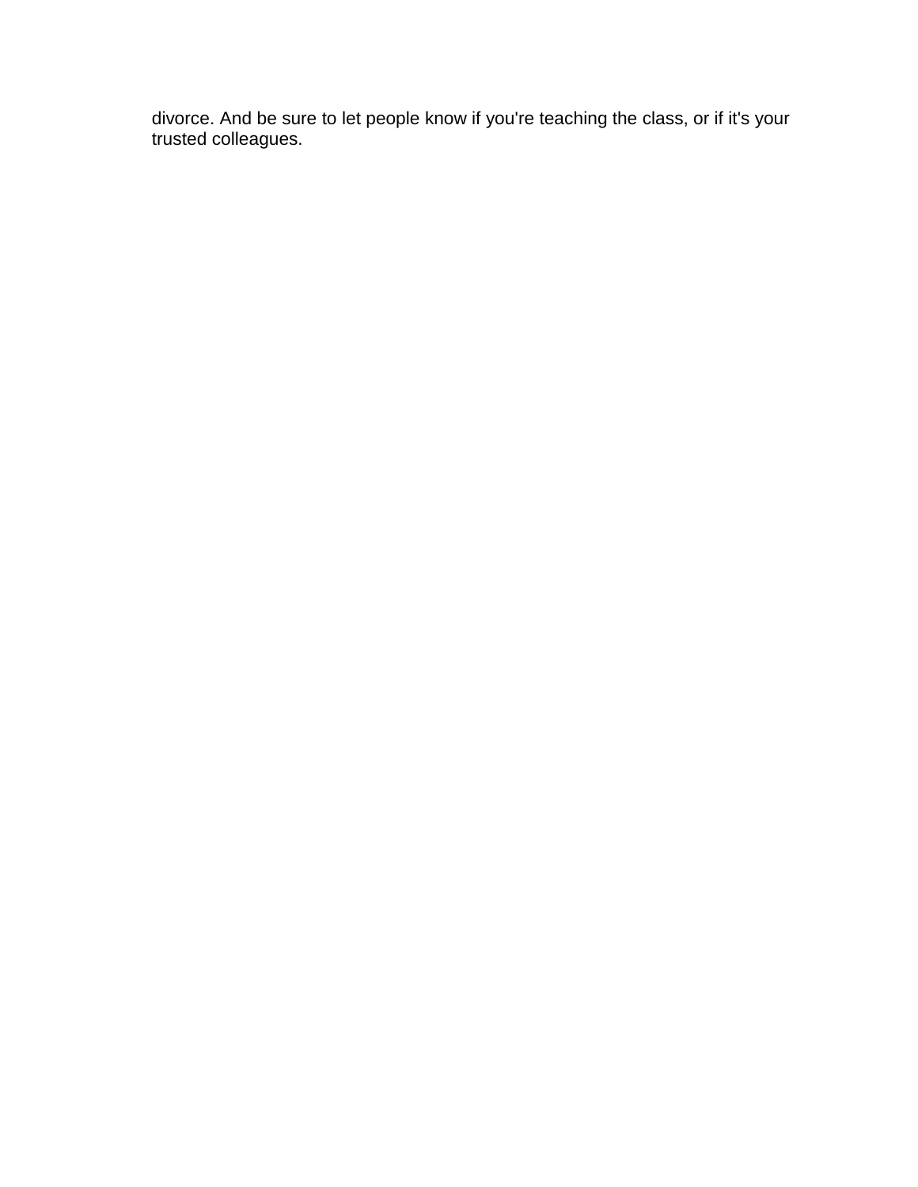divorce. And be sure to let people know if you're teaching the class, or if it's your trusted colleagues.